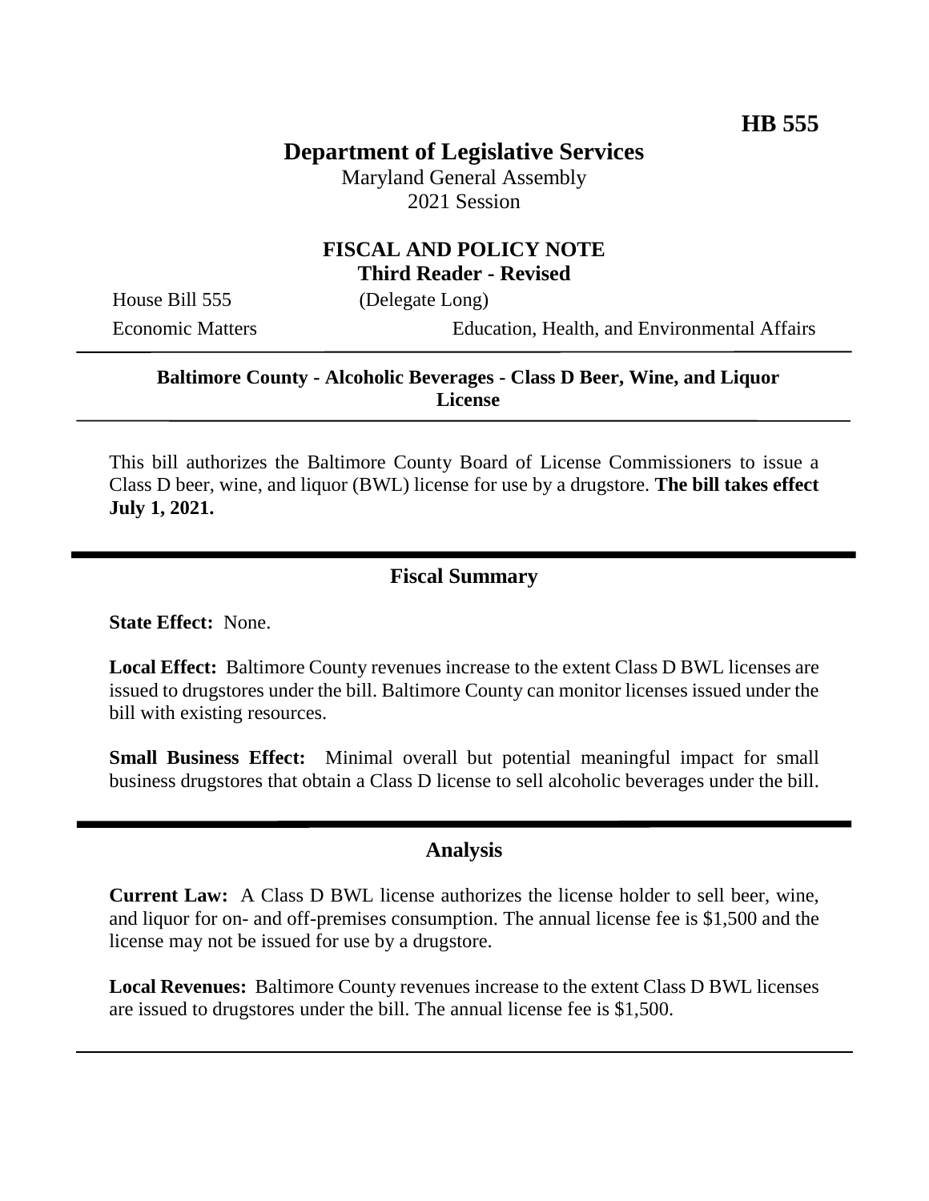**HB 555**

# Department of Legislative Services

Maryland General Assembly
2021 Session

## FISCAL AND POLICY NOTE
**Third Reader - Revised**

House Bill 555 (Delegate Long)

Economic Matters Education, Health, and Environmental Affairs

---

**Baltimore County - Alcoholic Beverages - Class D Beer, Wine, and Liquor License**

---

This bill authorizes the Baltimore County Board of License Commissioners to issue a Class D beer, wine, and liquor (BWL) license for use by a drugstore. **The bill takes effect July 1, 2021.**

---

## Fiscal Summary

**State Effect:** None.

**Local Effect:** Baltimore County revenues increase to the extent Class D BWL licenses are issued to drugstores under the bill. Baltimore County can monitor licenses issued under the bill with existing resources.

**Small Business Effect:** Minimal overall but potential meaningful impact for small business drugstores that obtain a Class D license to sell alcoholic beverages under the bill.

---

## Analysis

**Current Law:** A Class D BWL license authorizes the license holder to sell beer, wine, and liquor for on- and off-premises consumption. The annual license fee is $1,500 and the license may not be issued for use by a drugstore.

**Local Revenues:** Baltimore County revenues increase to the extent Class D BWL licenses are issued to drugstores under the bill. The annual license fee is $1,500.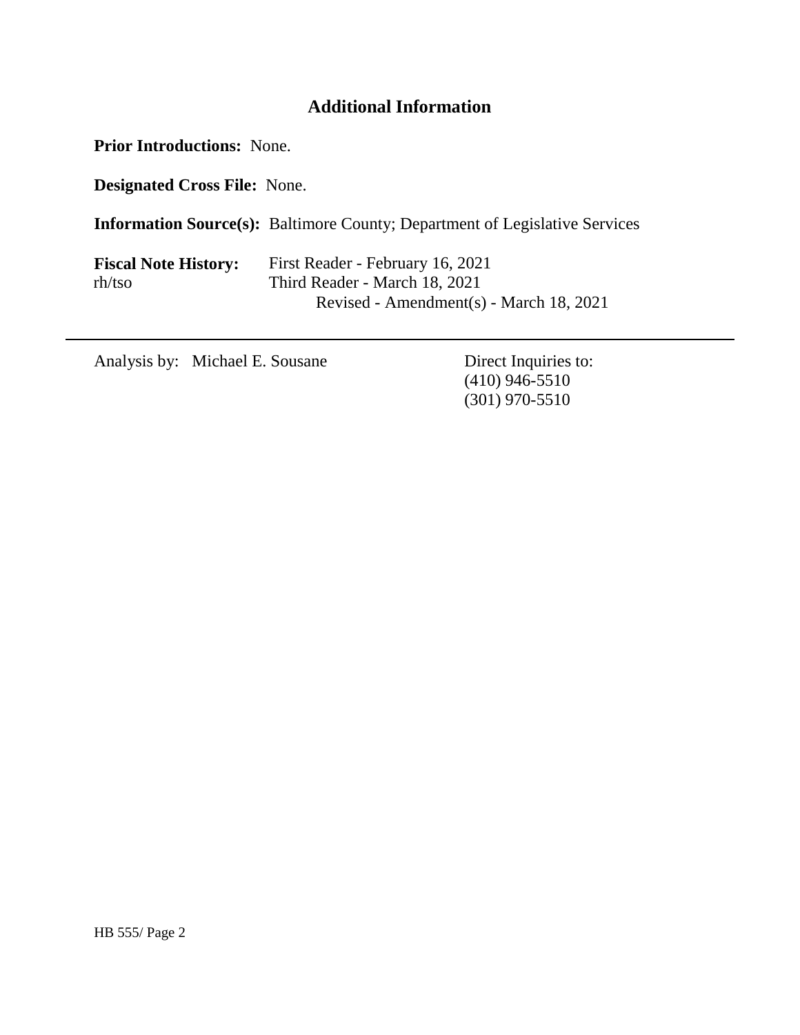## Additional Information

**Prior Introductions:** None.

**Designated Cross File:** None.

**Information Source(s):** Baltimore County; Department of Legislative Services

**Fiscal Note History:** First Reader - February 16, 2021
rh/tso Third Reader - March 18, 2021
Revised - Amendment(s) - March 18, 2021

---

Analysis by: Michael E. Sousane

Direct Inquiries to:
(410) 946-5510
(301) 970-5510